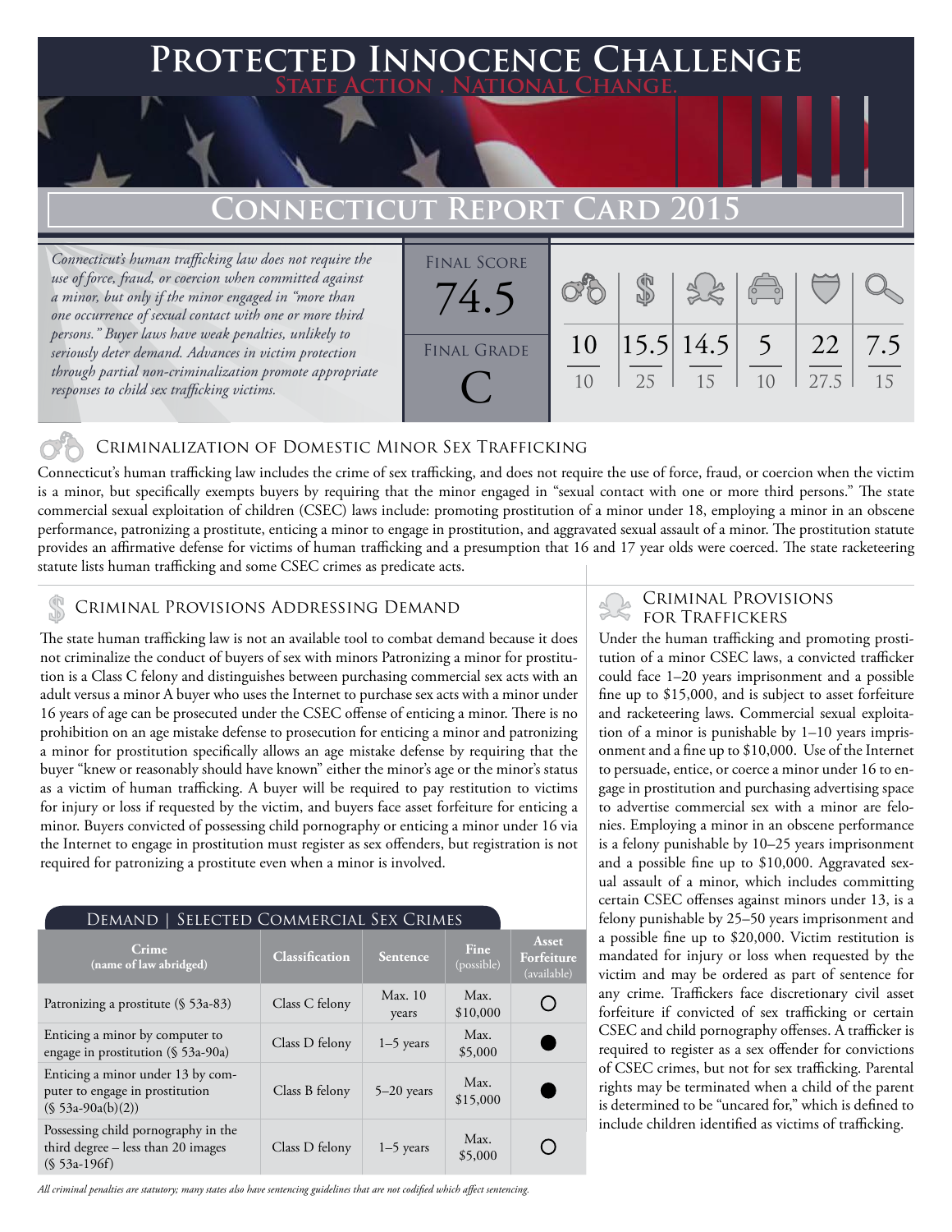# Protected Innocence Challenge

**State Action . National Change.**

# Connecticut Report Card 2015

*Connecticut's human trafficking law does not require the use of force, fraud, or coercion when committed against a minor, but only if the minor engaged in "more than one occurrence of sexual contact with one or more third persons." Buyer laws have weak penalties, unlikely to seriously deter demand. Advances in victim protection through partial non-criminalization promote appropriate responses to child sex trafficking victims.*

Final Score: 74.5

Final Grade: C

| Criminalization | Demand | Traffickers | Facilitators | Protective Provisions | Criminal Justice Tools |
|---|---|---|---|---|---|
| 10/10 | 15.5/25 | 14.5/15 | 5/10 | 22/27.5 | 7.5/15 |

## Criminalization of Domestic Minor Sex Trafficking

Connecticut's human trafficking law includes the crime of sex trafficking, and does not require the use of force, fraud, or coercion when the victim is a minor, but specifically exempts buyers by requiring that the minor engaged in "sexual contact with one or more third persons." The state commercial sexual exploitation of children (CSEC) laws include: promoting prostitution of a minor under 18, employing a minor in an obscene performance, patronizing a prostitute, enticing a minor to engage in prostitution, and aggravated sexual assault of a minor. The prostitution statute provides an affirmative defense for victims of human trafficking and a presumption that 16 and 17 year olds were coerced. The state racketeering statute lists human trafficking and some CSEC crimes as predicate acts.

## Criminal Provisions Addressing Demand

The state human trafficking law is not an available tool to combat demand because it does not criminalize the conduct of buyers of sex with minors Patronizing a minor for prostitution is a Class C felony and distinguishes between purchasing commercial sex acts with an adult versus a minor A buyer who uses the Internet to purchase sex acts with a minor under 16 years of age can be prosecuted under the CSEC offense of enticing a minor. There is no prohibition on an age mistake defense to prosecution for enticing a minor and patronizing a minor for prostitution specifically allows an age mistake defense by requiring that the buyer "knew or reasonably should have known" either the minor's age or the minor's status as a victim of human trafficking. A buyer will be required to pay restitution to victims for injury or loss if requested by the victim, and buyers face asset forfeiture for enticing a minor. Buyers convicted of possessing child pornography or enticing a minor under 16 via the Internet to engage in prostitution must register as sex offenders, but registration is not required for patronizing a prostitute even when a minor is involved.

### Demand | Selected Commercial Sex Crimes

| Crime (name of law abridged) | Classification | Sentence | Fine (possible) | Asset Forfeiture (available) |
|---|---|---|---|---|
| Patronizing a prostitute (§ 53a-83) | Class C felony | Max. 10 years | Max. $10,000 | ○ |
| Enticing a minor by computer to engage in prostitution (§ 53a-90a) | Class D felony | 1–5 years | Max. $5,000 | ● |
| Enticing a minor under 13 by computer to engage in prostitution (§ 53a-90a(b)(2)) | Class B felony | 5–20 years | Max. $15,000 | ● |
| Possessing child pornography in the third degree – less than 20 images (§ 53a-196f) | Class D felony | 1–5 years | Max. $5,000 | ○ |

*All criminal penalties are statutory; many states also have sentencing guidelines that are not codified which affect sentencing.*

## Criminal Provisions for Traffickers

Under the human trafficking and promoting prostitution of a minor CSEC laws, a convicted trafficker could face 1–20 years imprisonment and a possible fine up to $15,000, and is subject to asset forfeiture and racketeering laws. Commercial sexual exploitation of a minor is punishable by 1–10 years imprisonment and a fine up to $10,000. Use of the Internet to persuade, entice, or coerce a minor under 16 to engage in prostitution and purchasing advertising space to advertise commercial sex with a minor are felonies. Employing a minor in an obscene performance is a felony punishable by 10–25 years imprisonment and a possible fine up to $10,000. Aggravated sexual assault of a minor, which includes committing certain CSEC offenses against minors under 13, is a felony punishable by 25–50 years imprisonment and a possible fine up to $20,000. Victim restitution is mandated for injury or loss when requested by the victim and may be ordered as part of sentence for any crime. Traffickers face discretionary civil asset forfeiture if convicted of sex trafficking or certain CSEC and child pornography offenses. A trafficker is required to register as a sex offender for convictions of CSEC crimes, but not for sex trafficking. Parental rights may be terminated when a child of the parent is determined to be "uncared for," which is defined to include children identified as victims of trafficking.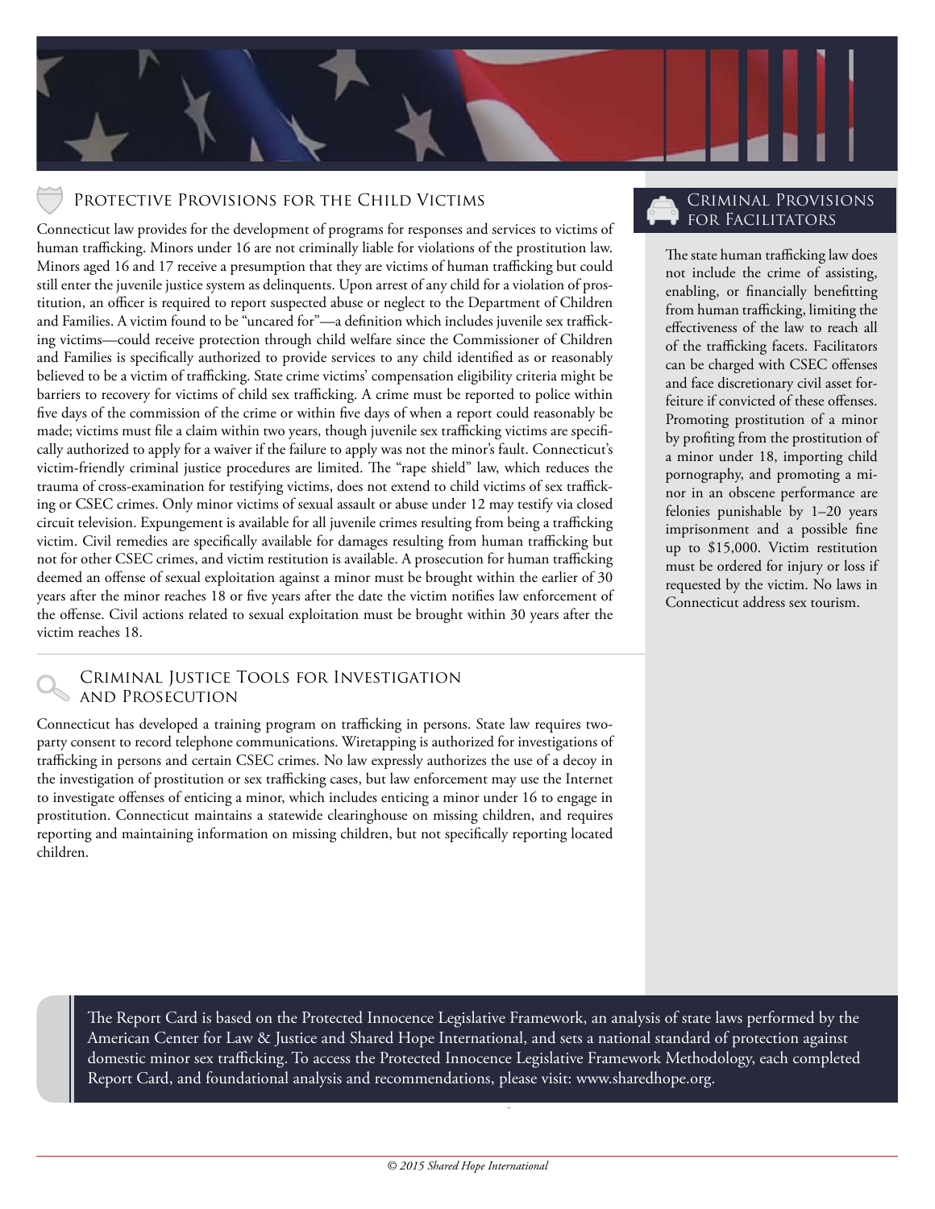## Protective Provisions for the Child Victims

Connecticut law provides for the development of programs for responses and services to victims of human trafficking. Minors under 16 are not criminally liable for violations of the prostitution law. Minors aged 16 and 17 receive a presumption that they are victims of human trafficking but could still enter the juvenile justice system as delinquents. Upon arrest of any child for a violation of prostitution, an officer is required to report suspected abuse or neglect to the Department of Children and Families. A victim found to be "uncared for"—a definition which includes juvenile sex trafficking victims—could receive protection through child welfare since the Commissioner of Children and Families is specifically authorized to provide services to any child identified as or reasonably believed to be a victim of trafficking. State crime victims' compensation eligibility criteria might be barriers to recovery for victims of child sex trafficking. A crime must be reported to police within five days of the commission of the crime or within five days of when a report could reasonably be made; victims must file a claim within two years, though juvenile sex trafficking victims are specifically authorized to apply for a waiver if the failure to apply was not the minor's fault. Connecticut's victim-friendly criminal justice procedures are limited. The "rape shield" law, which reduces the trauma of cross-examination for testifying victims, does not extend to child victims of sex trafficking or CSEC crimes. Only minor victims of sexual assault or abuse under 12 may testify via closed circuit television. Expungement is available for all juvenile crimes resulting from being a trafficking victim. Civil remedies are specifically available for damages resulting from human trafficking but not for other CSEC crimes, and victim restitution is available. A prosecution for human trafficking deemed an offense of sexual exploitation against a minor must be brought within the earlier of 30 years after the minor reaches 18 or five years after the date the victim notifies law enforcement of the offense. Civil actions related to sexual exploitation must be brought within 30 years after the victim reaches 18.

## Criminal Justice Tools for Investigation and Prosecution

Connecticut has developed a training program on trafficking in persons. State law requires two-party consent to record telephone communications. Wiretapping is authorized for investigations of trafficking in persons and certain CSEC crimes. No law expressly authorizes the use of a decoy in the investigation of prostitution or sex trafficking cases, but law enforcement may use the Internet to investigate offenses of enticing a minor, which includes enticing a minor under 16 to engage in prostitution. Connecticut maintains a statewide clearinghouse on missing children, and requires reporting and maintaining information on missing children, but not specifically reporting located children.

## Criminal Provisions for Facilitators

The state human trafficking law does not include the crime of assisting, enabling, or financially benefitting from human trafficking, limiting the effectiveness of the law to reach all of the trafficking facets. Facilitators can be charged with CSEC offenses and face discretionary civil asset forfeiture if convicted of these offenses. Promoting prostitution of a minor by profiting from the prostitution of a minor under 18, importing child pornography, and promoting a minor in an obscene performance are felonies punishable by 1–20 years imprisonment and a possible fine up to $15,000. Victim restitution must be ordered for injury or loss if requested by the victim. No laws in Connecticut address sex tourism.

The Report Card is based on the Protected Innocence Legislative Framework, an analysis of state laws performed by the American Center for Law & Justice and Shared Hope International, and sets a national standard of protection against domestic minor sex trafficking. To access the Protected Innocence Legislative Framework Methodology, each completed Report Card, and foundational analysis and recommendations, please visit: www.sharedhope.org.

*© 2015 Shared Hope International*